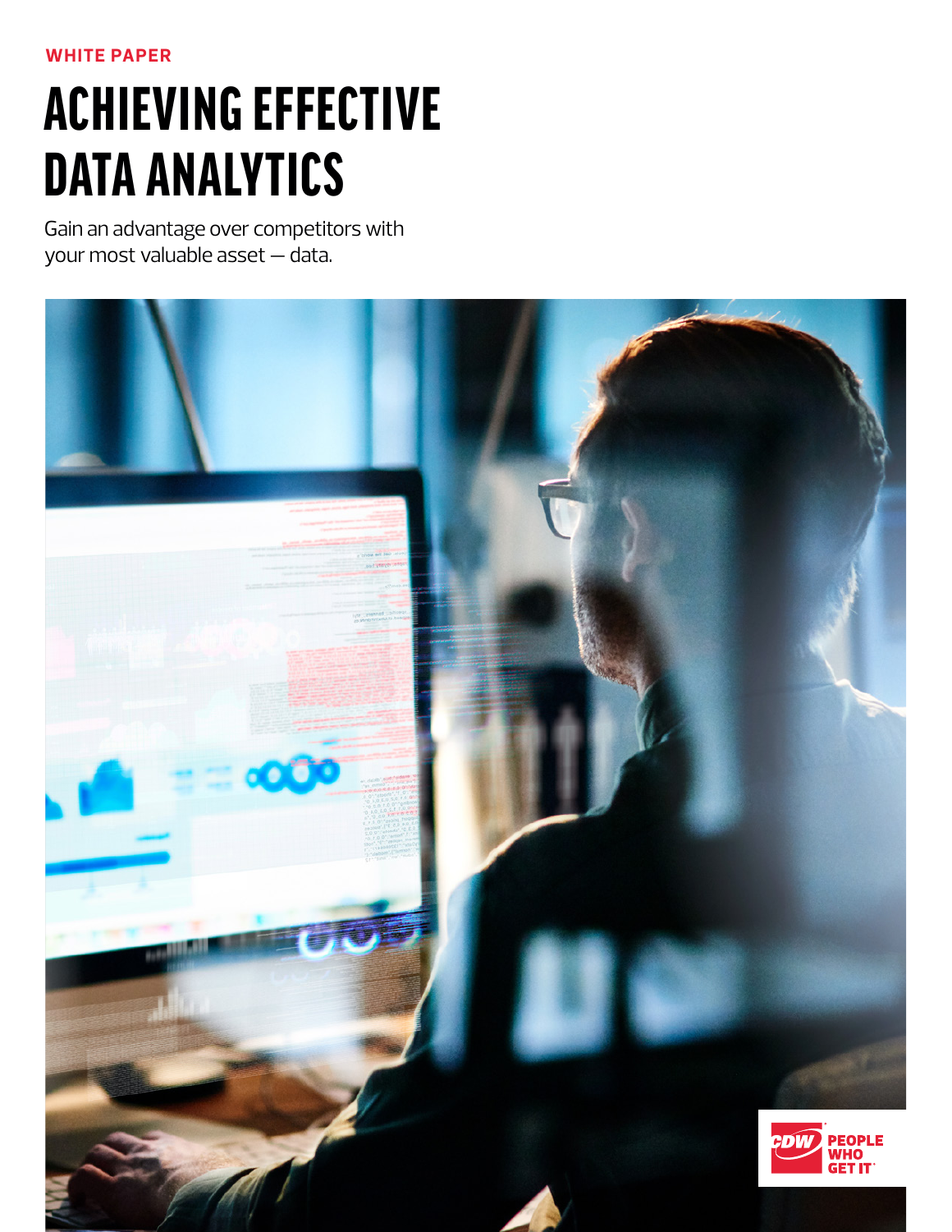WHITE PAPER

# ACHIEVING EFFECTIVE DATA ANALYTICS

Gain an advantage over competitors with your most valuable asset — data.

CDW PEOPLE WHO GET IT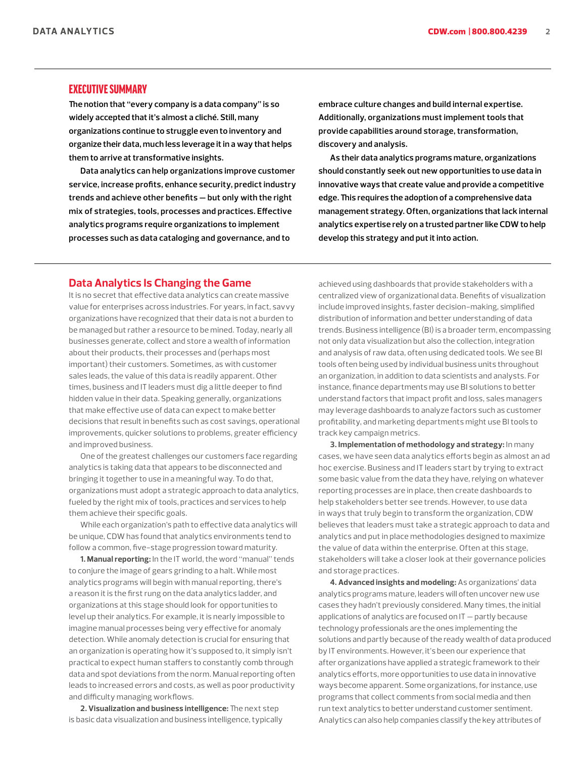## EXECUTIVE SUMMARY

**The notion that "every company is a data company" is so widely accepted that it's almost a cliché. Still, many organizations continue to struggle even to inventory and organize their data, much less leverage it in a way that helps them to arrive at transformative insights.**

**Data analytics can help organizations improve customer service, increase profits, enhance security, predict industry trends and achieve other benefits — but only with the right mix of strategies, tools, processes and practices. Effective analytics programs require organizations to implement processes such as data cataloging and governance, and to embrace culture changes and build internal expertise. Additionally, organizations must implement tools that provide capabilities around storage, transformation, discovery and analysis.**

**As their data analytics programs mature, organizations should constantly seek out new opportunities to use data in innovative ways that create value and provide a competitive edge. This requires the adoption of a comprehensive data management strategy. Often, organizations that lack internal analytics expertise rely on a trusted partner like CDW to help develop this strategy and put it into action.**

## Data Analytics Is Changing the Game

It is no secret that effective data analytics can create massive value for enterprises across industries. For years, in fact, savvy organizations have recognized that their data is not a burden to be managed but rather a resource to be mined. Today, nearly all businesses generate, collect and store a wealth of information about their products, their processes and (perhaps most important) their customers. Sometimes, as with customer sales leads, the value of this data is readily apparent. Other times, business and IT leaders must dig a little deeper to find hidden value in their data. Speaking generally, organizations that make effective use of data can expect to make better decisions that result in benefits such as cost savings, operational improvements, quicker solutions to problems, greater efficiency and improved business.

One of the greatest challenges our customers face regarding analytics is taking data that appears to be disconnected and bringing it together to use in a meaningful way. To do that, organizations must adopt a strategic approach to data analytics, fueled by the right mix of tools, practices and services to help them achieve their specific goals.

While each organization's path to effective data analytics will be unique, CDW has found that analytics environments tend to follow a common, five-stage progression toward maturity.

**1. Manual reporting:** In the IT world, the word "manual" tends to conjure the image of gears grinding to a halt. While most analytics programs will begin with manual reporting, there's a reason it is the first rung on the data analytics ladder, and organizations at this stage should look for opportunities to level up their analytics. For example, it is nearly impossible to imagine manual processes being very effective for anomaly detection. While anomaly detection is crucial for ensuring that an organization is operating how it's supposed to, it simply isn't practical to expect human staffers to constantly comb through data and spot deviations from the norm. Manual reporting often leads to increased errors and costs, as well as poor productivity and difficulty managing workflows.

**2. Visualization and business intelligence:** The next step is basic data visualization and business intelligence, typically achieved using dashboards that provide stakeholders with a centralized view of organizational data. Benefits of visualization include improved insights, faster decision-making, simplified distribution of information and better understanding of data trends. Business intelligence (BI) is a broader term, encompassing not only data visualization but also the collection, integration and analysis of raw data, often using dedicated tools. We see BI tools often being used by individual business units throughout an organization, in addition to data scientists and analysts. For instance, finance departments may use BI solutions to better understand factors that impact profit and loss, sales managers may leverage dashboards to analyze factors such as customer profitability, and marketing departments might use BI tools to track key campaign metrics.

**3. Implementation of methodology and strategy:** In many cases, we have seen data analytics efforts begin as almost an ad hoc exercise. Business and IT leaders start by trying to extract some basic value from the data they have, relying on whatever reporting processes are in place, then create dashboards to help stakeholders better see trends. However, to use data in ways that truly begin to transform the organization, CDW believes that leaders must take a strategic approach to data and analytics and put in place methodologies designed to maximize the value of data within the enterprise. Often at this stage, stakeholders will take a closer look at their governance policies and storage practices.

**4. Advanced insights and modeling:** As organizations' data analytics programs mature, leaders will often uncover new use cases they hadn't previously considered. Many times, the initial applications of analytics are focused on IT — partly because technology professionals are the ones implementing the solutions and partly because of the ready wealth of data produced by IT environments. However, it's been our experience that after organizations have applied a strategic framework to their analytics efforts, more opportunities to use data in innovative ways become apparent. Some organizations, for instance, use programs that collect comments from social media and then run text analytics to better understand customer sentiment. Analytics can also help companies classify the key attributes of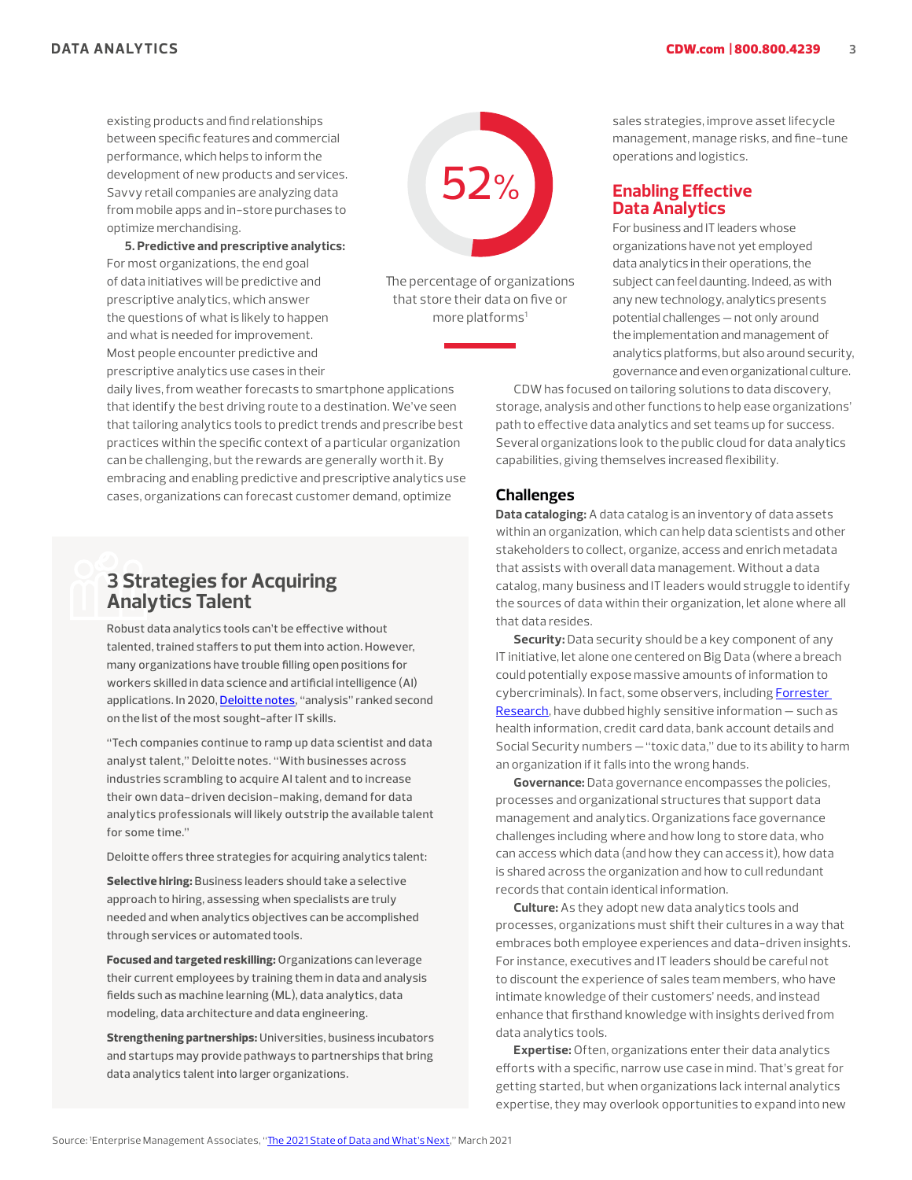existing products and find relationships between specific features and commercial performance, which helps to inform the development of new products and services. Savvy retail companies are analyzing data from mobile apps and in-store purchases to optimize merchandising.

**5. Predictive and prescriptive analytics:** For most organizations, the end goal of data initiatives will be predictive and prescriptive analytics, which answer the questions of what is likely to happen and what is needed for improvement. Most people encounter predictive and prescriptive analytics use cases in their daily lives, from weather forecasts to smartphone applications that identify the best driving route to a destination. We've seen that tailoring analytics tools to predict trends and prescribe best practices within the specific context of a particular organization can be challenging, but the rewards are generally worth it. By embracing and enabling predictive and prescriptive analytics use cases, organizations can forecast customer demand, optimize sales strategies, improve asset lifecycle management, manage risks, and fine-tune operations and logistics.

**52%**

The percentage of organizations that store their data on five or more platforms[1]

## 3 Strategies for Acquiring Analytics Talent

Robust data analytics tools can't be effective without talented, trained staffers to put them into action. However, many organizations have trouble filling open positions for workers skilled in data science and artificial intelligence (AI) applications. In 2020, Deloitte notes, "analysis" ranked second on the list of the most sought-after IT skills.

"Tech companies continue to ramp up data scientist and data analyst talent," Deloitte notes. "With businesses across industries scrambling to acquire AI talent and to increase their own data-driven decision-making, demand for data analytics professionals will likely outstrip the available talent for some time."

Deloitte offers three strategies for acquiring analytics talent:

**Selective hiring:** Business leaders should take a selective approach to hiring, assessing when specialists are truly needed and when analytics objectives can be accomplished through services or automated tools.

**Focused and targeted reskilling:** Organizations can leverage their current employees by training them in data and analysis fields such as machine learning (ML), data analytics, data modeling, data architecture and data engineering.

**Strengthening partnerships:** Universities, business incubators and startups may provide pathways to partnerships that bring data analytics talent into larger organizations.

## Enabling Effective Data Analytics

For business and IT leaders whose organizations have not yet employed data analytics in their operations, the subject can feel daunting. Indeed, as with any new technology, analytics presents potential challenges — not only around the implementation and management of analytics platforms, but also around security, governance and even organizational culture.

CDW has focused on tailoring solutions to data discovery, storage, analysis and other functions to help ease organizations' path to effective data analytics and set teams up for success. Several organizations look to the public cloud for data analytics capabilities, giving themselves increased flexibility.

### Challenges

**Data cataloging:** A data catalog is an inventory of data assets within an organization, which can help data scientists and other stakeholders to collect, organize, access and enrich metadata that assists with overall data management. Without a data catalog, many business and IT leaders would struggle to identify the sources of data within their organization, let alone where all that data resides.

**Security:** Data security should be a key component of any IT initiative, let alone one centered on Big Data (where a breach could potentially expose massive amounts of information to cybercriminals). In fact, some observers, including Forrester Research, have dubbed highly sensitive information — such as health information, credit card data, bank account details and Social Security numbers — "toxic data," due to its ability to harm an organization if it falls into the wrong hands.

**Governance:** Data governance encompasses the policies, processes and organizational structures that support data management and analytics. Organizations face governance challenges including where and how long to store data, who can access which data (and how they can access it), how data is shared across the organization and how to cull redundant records that contain identical information.

**Culture:** As they adopt new data analytics tools and processes, organizations must shift their cultures in a way that embraces both employee experiences and data-driven insights. For instance, executives and IT leaders should be careful not to discount the experience of sales team members, who have intimate knowledge of their customers' needs, and instead enhance that firsthand knowledge with insights derived from data analytics tools.

**Expertise:** Often, organizations enter their data analytics efforts with a specific, narrow use case in mind. That's great for getting started, but when organizations lack internal analytics expertise, they may overlook opportunities to expand into new

Source: [1]Enterprise Management Associates, "The 2021 State of Data and What's Next," March 2021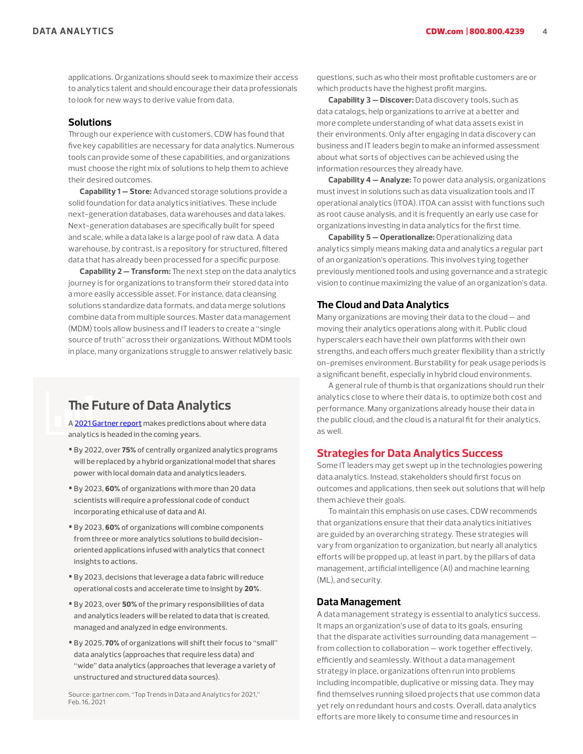applications. Organizations should seek to maximize their access to analytics talent and should encourage their data professionals to look for new ways to derive value from data.

### Solutions

Through our experience with customers, CDW has found that five key capabilities are necessary for data analytics. Numerous tools can provide some of these capabilities, and organizations must choose the right mix of solutions to help them to achieve their desired outcomes.

**Capability 1 — Store:** Advanced storage solutions provide a solid foundation for data analytics initiatives. These include next-generation databases, data warehouses and data lakes. Next-generation databases are specifically built for speed and scale, while a data lake is a large pool of raw data. A data warehouse, by contrast, is a repository for structured, filtered data that has already been processed for a specific purpose.

**Capability 2 — Transform:** The next step on the data analytics journey is for organizations to transform their stored data into a more easily accessible asset. For instance, data cleansing solutions standardize data formats, and data merge solutions combine data from multiple sources. Master data management (MDM) tools allow business and IT leaders to create a "single source of truth" across their organizations. Without MDM tools in place, many organizations struggle to answer relatively basic questions, such as who their most profitable customers are or which products have the highest profit margins.

**Capability 3 — Discover:** Data discovery tools, such as data catalogs, help organizations to arrive at a better and more complete understanding of what data assets exist in their environments. Only after engaging in data discovery can business and IT leaders begin to make an informed assessment about what sorts of objectives can be achieved using the information resources they already have.

**Capability 4 — Analyze:** To power data analysis, organizations must invest in solutions such as data visualization tools and IT operational analytics (ITOA). ITOA can assist with functions such as root cause analysis, and it is frequently an early use case for organizations investing in data analytics for the first time.

**Capability 5 — Operationalize:** Operationalizing data analytics simply means making data and analytics a regular part of an organization's operations. This involves tying together previously mentioned tools and using governance and a strategic vision to continue maximizing the value of an organization's data.

### The Future of Data Analytics

A 2021 Gartner report makes predictions about where data analytics is headed in the coming years.

- By 2022, over **75%** of centrally organized analytics programs will be replaced by a hybrid organizational model that shares power with local domain data and analytics leaders.
- By 2023, **60%** of organizations with more than 20 data scientists will require a professional code of conduct incorporating ethical use of data and AI.
- By 2023, **60%** of organizations will combine components from three or more analytics solutions to build decision-oriented applications infused with analytics that connect insights to actions.
- By 2023, decisions that leverage a data fabric will reduce operational costs and accelerate time to insight by **20%**.
- By 2023, over **50%** of the primary responsibilities of data and analytics leaders will be related to data that is created, managed and analyzed in edge environments.
- By 2025, **70%** of organizations will shift their focus to "small" data analytics (approaches that require less data) and "wide" data analytics (approaches that leverage a variety of unstructured and structured data sources).

Source: gartner.com, "Top Trends in Data and Analytics for 2021," Feb. 16, 2021

### The Cloud and Data Analytics

Many organizations are moving their data to the cloud — and moving their analytics operations along with it. Public cloud hyperscalers each have their own platforms with their own strengths, and each offers much greater flexibility than a strictly on-premises environment. Burstability for peak usage periods is a significant benefit, especially in hybrid cloud environments.

A general rule of thumb is that organizations should run their analytics close to where their data is, to optimize both cost and performance. Many organizations already house their data in the public cloud, and the cloud is a natural fit for their analytics, as well.

## Strategies for Data Analytics Success

Some IT leaders may get swept up in the technologies powering data analytics. Instead, stakeholders should first focus on outcomes and applications, then seek out solutions that will help them achieve their goals.

To maintain this emphasis on use cases, CDW recommends that organizations ensure that their data analytics initiatives are guided by an overarching strategy. These strategies will vary from organization to organization, but nearly all analytics efforts will be propped up, at least in part, by the pillars of data management, artificial intelligence (AI) and machine learning (ML), and security.

### Data Management

A data management strategy is essential to analytics success. It maps an organization's use of data to its goals, ensuring that the disparate activities surrounding data management — from collection to collaboration — work together effectively, efficiently and seamlessly. Without a data management strategy in place, organizations often run into problems including incompatible, duplicative or missing data. They may find themselves running siloed projects that use common data yet rely on redundant hours and costs. Overall, data analytics efforts are more likely to consume time and resources in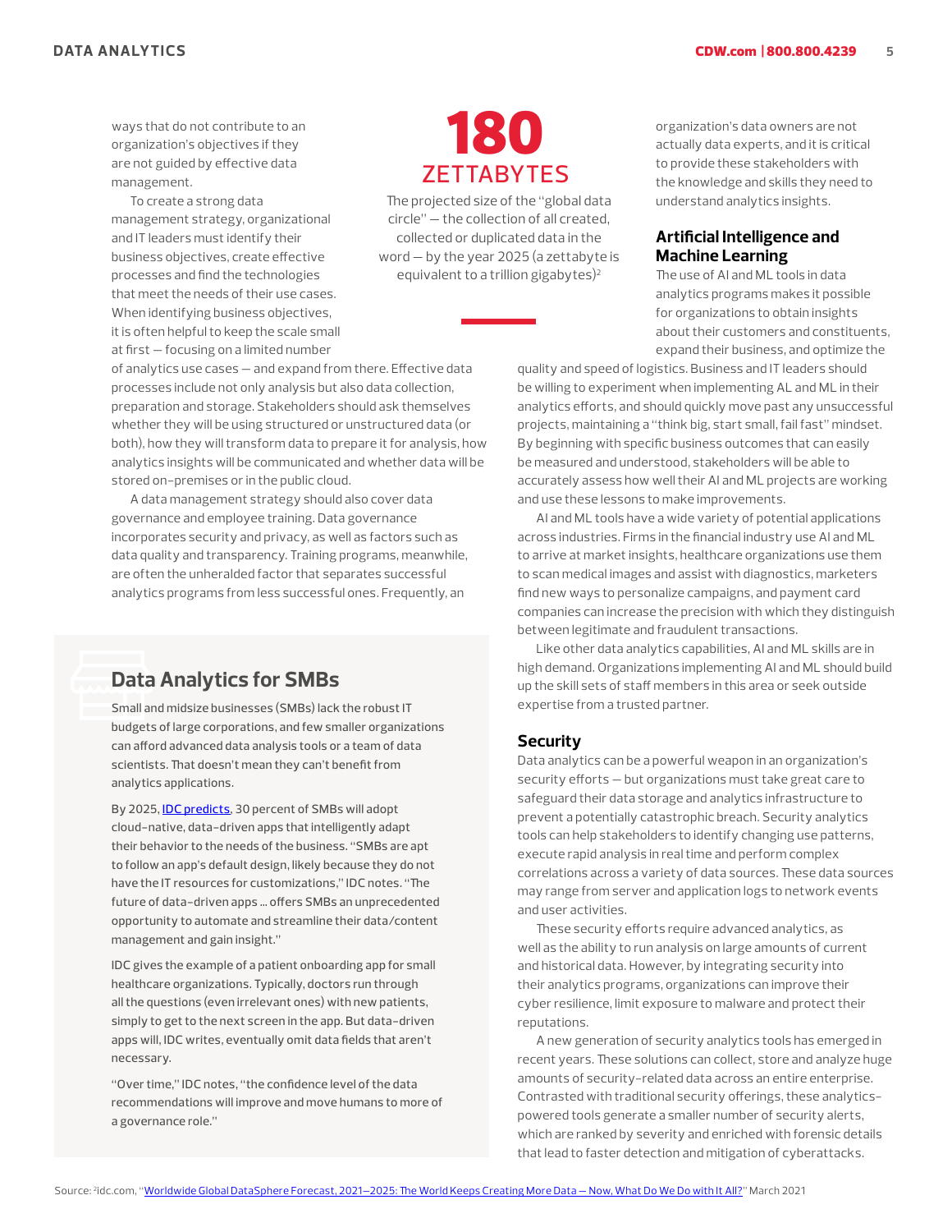ways that do not contribute to an organization's objectives if they are not guided by effective data management.

To create a strong data management strategy, organizational and IT leaders must identify their business objectives, create effective processes and find the technologies that meet the needs of their use cases. When identifying business objectives, it is often helpful to keep the scale small at first — focusing on a limited number of analytics use cases — and expand from there. Effective data processes include not only analysis but also data collection, preparation and storage. Stakeholders should ask themselves whether they will be using structured or unstructured data (or both), how they will transform data to prepare it for analysis, how analytics insights will be communicated and whether data will be stored on-premises or in the public cloud.

A data management strategy should also cover data governance and employee training. Data governance incorporates security and privacy, as well as factors such as data quality and transparency. Training programs, meanwhile, are often the unheralded factor that separates successful analytics programs from less successful ones. Frequently, an organization's data owners are not actually data experts, and it is critical to provide these stakeholders with the knowledge and skills they need to understand analytics insights.

**180 ZETTABYTES**

The projected size of the "global data circle" — the collection of all created, collected or duplicated data in the word — by the year 2025 (a zettabyte is equivalent to a trillion gigabytes)[2]

## Data Analytics for SMBs

Small and midsize businesses (SMBs) lack the robust IT budgets of large corporations, and few smaller organizations can afford advanced data analysis tools or a team of data scientists. That doesn't mean they can't benefit from analytics applications.

By 2025, IDC predicts, 30 percent of SMBs will adopt cloud-native, data-driven apps that intelligently adapt their behavior to the needs of the business. "SMBs are apt to follow an app's default design, likely because they do not have the IT resources for customizations," IDC notes. "The future of data-driven apps ... offers SMBs an unprecedented opportunity to automate and streamline their data/content management and gain insight."

IDC gives the example of a patient onboarding app for small healthcare organizations. Typically, doctors run through all the questions (even irrelevant ones) with new patients, simply to get to the next screen in the app. But data-driven apps will, IDC writes, eventually omit data fields that aren't necessary.

"Over time," IDC notes, "the confidence level of the data recommendations will improve and move humans to more of a governance role."

## Artificial Intelligence and Machine Learning

The use of AI and ML tools in data analytics programs makes it possible for organizations to obtain insights about their customers and constituents, expand their business, and optimize the quality and speed of logistics. Business and IT leaders should be willing to experiment when implementing AL and ML in their analytics efforts, and should quickly move past any unsuccessful projects, maintaining a "think big, start small, fail fast" mindset. By beginning with specific business outcomes that can easily be measured and understood, stakeholders will be able to accurately assess how well their AI and ML projects are working and use these lessons to make improvements.

AI and ML tools have a wide variety of potential applications across industries. Firms in the financial industry use AI and ML to arrive at market insights, healthcare organizations use them to scan medical images and assist with diagnostics, marketers find new ways to personalize campaigns, and payment card companies can increase the precision with which they distinguish between legitimate and fraudulent transactions.

Like other data analytics capabilities, AI and ML skills are in high demand. Organizations implementing AI and ML should build up the skill sets of staff members in this area or seek outside expertise from a trusted partner.

## Security

Data analytics can be a powerful weapon in an organization's security efforts — but organizations must take great care to safeguard their data storage and analytics infrastructure to prevent a potentially catastrophic breach. Security analytics tools can help stakeholders to identify changing use patterns, execute rapid analysis in real time and perform complex correlations across a variety of data sources. These data sources may range from server and application logs to network events and user activities.

These security efforts require advanced analytics, as well as the ability to run analysis on large amounts of current and historical data. However, by integrating security into their analytics programs, organizations can improve their cyber resilience, limit exposure to malware and protect their reputations.

A new generation of security analytics tools has emerged in recent years. These solutions can collect, store and analyze huge amounts of security-related data across an entire enterprise. Contrasted with traditional security offerings, these analytics-powered tools generate a smaller number of security alerts, which are ranked by severity and enriched with forensic details that lead to faster detection and mitigation of cyberattacks.

Source: [2]idc.com, "Worldwide Global DataSphere Forecast, 2021–2025: The World Keeps Creating More Data — Now, What Do We Do with It All?" March 2021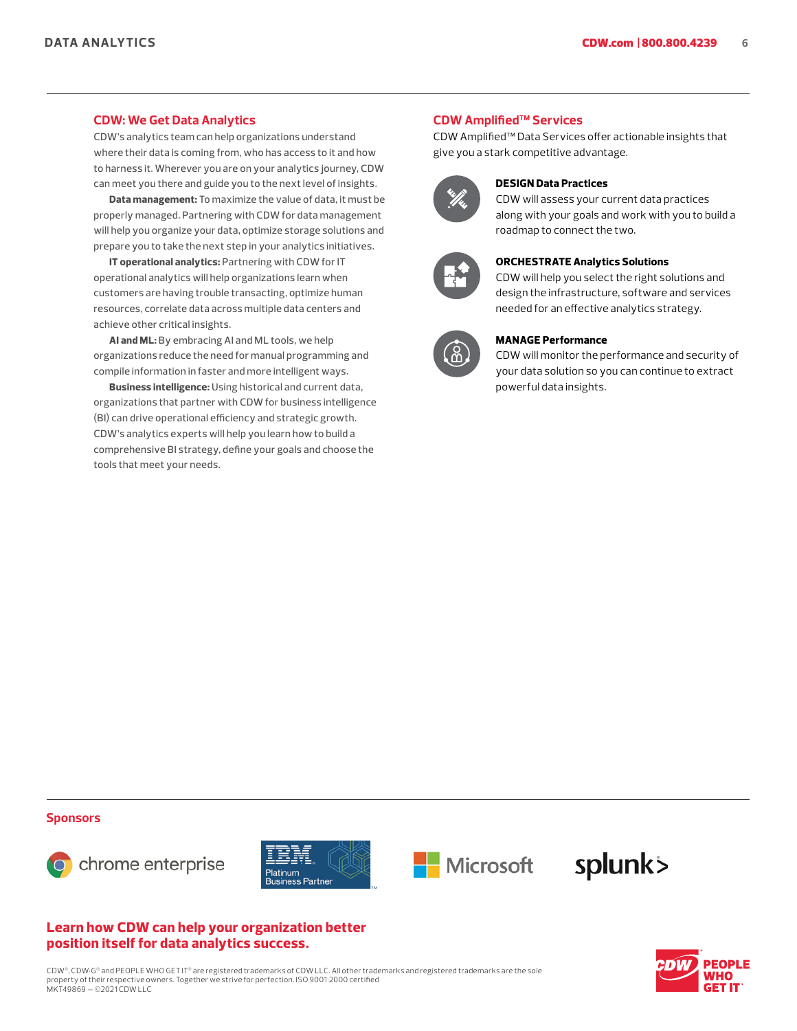## CDW: We Get Data Analytics

CDW's analytics team can help organizations understand where their data is coming from, who has access to it and how to harness it. Wherever you are on your analytics journey, CDW can meet you there and guide you to the next level of insights.

**Data management:** To maximize the value of data, it must be properly managed. Partnering with CDW for data management will help you organize your data, optimize storage solutions and prepare you to take the next step in your analytics initiatives.

**IT operational analytics:** Partnering with CDW for IT operational analytics will help organizations learn when customers are having trouble transacting, optimize human resources, correlate data across multiple data centers and achieve other critical insights.

**AI and ML:** By embracing AI and ML tools, we help organizations reduce the need for manual programming and compile information in faster and more intelligent ways.

**Business intelligence:** Using historical and current data, organizations that partner with CDW for business intelligence (BI) can drive operational efficiency and strategic growth. CDW's analytics experts will help you learn how to build a comprehensive BI strategy, define your goals and choose the tools that meet your needs.

## CDW Amplified™ Services

CDW Amplified™ Data Services offer actionable insights that give you a stark competitive advantage.

**DESIGN Data Practices**
CDW will assess your current data practices along with your goals and work with you to build a roadmap to connect the two.

**ORCHESTRATE Analytics Solutions**
CDW will help you select the right solutions and design the infrastructure, software and services needed for an effective analytics strategy.

**MANAGE Performance**
CDW will monitor the performance and security of your data solution so you can continue to extract powerful data insights.

## Sponsors

chrome enterprise

IBM Platinum Business Partner

Microsoft

splunk>

## Learn how CDW can help your organization better position itself for data analytics success.

CDW®, CDW·G® and PEOPLE WHO GET IT® are registered trademarks of CDW LLC. All other trademarks and registered trademarks are the sole property of their respective owners. Together we strive for perfection. ISO 9001:2000 certified
MKT49869 — ©2021 CDW LLC

CDW PEOPLE WHO GET IT